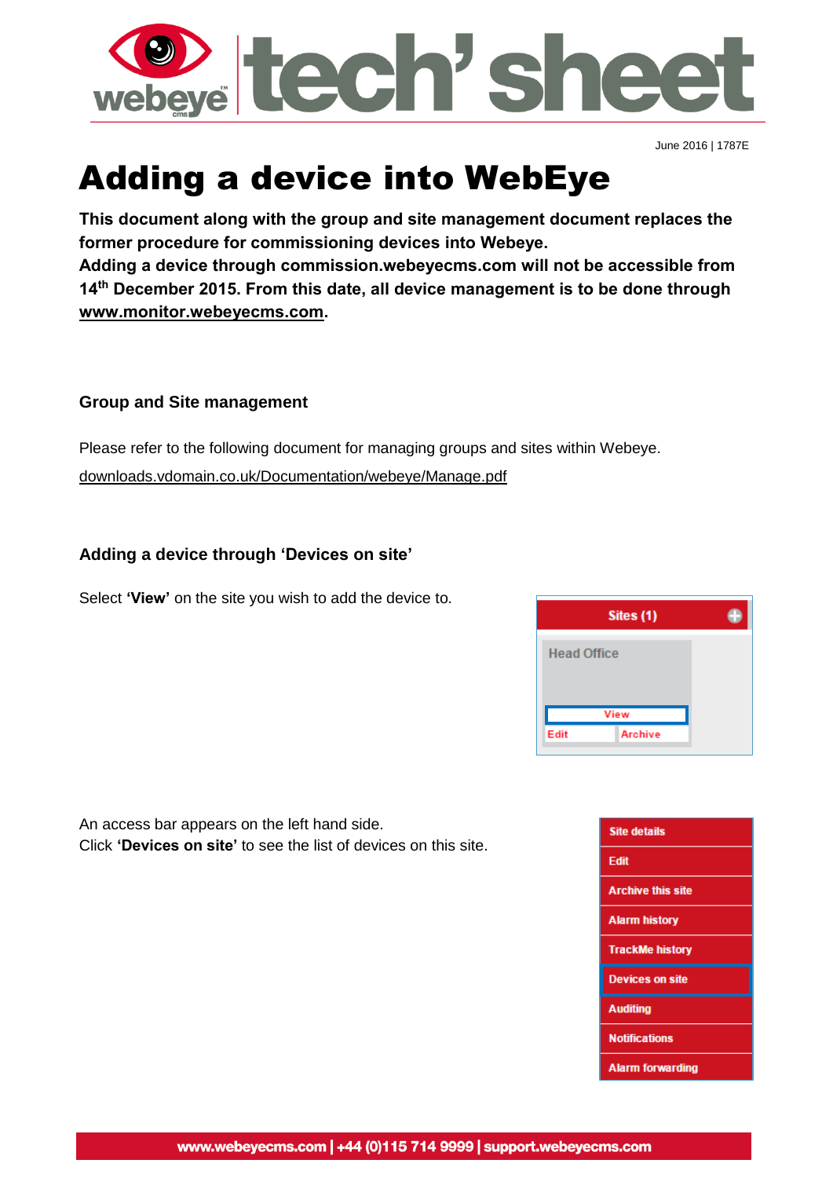June 2016 | 1787E

# Adding a device into WebEye

**This document along with the group and site management document replaces the former procedure for commissioning devices into Webeye.**
**Adding a device through commission.webeyecms.com will not be accessible from 14th December 2015. From this date, all device management is to be done through www.monitor.webeyecms.com.**

### Group and Site management

Please refer to the following document for managing groups and sites within Webeye.
downloads.vdomain.co.uk/Documentation/webeye/Manage.pdf

### Adding a device through 'Devices on site'

Select **'View'** on the site you wish to add the device to.

An access bar appears on the left hand side.
Click **'Devices on site'** to see the list of devices on this site.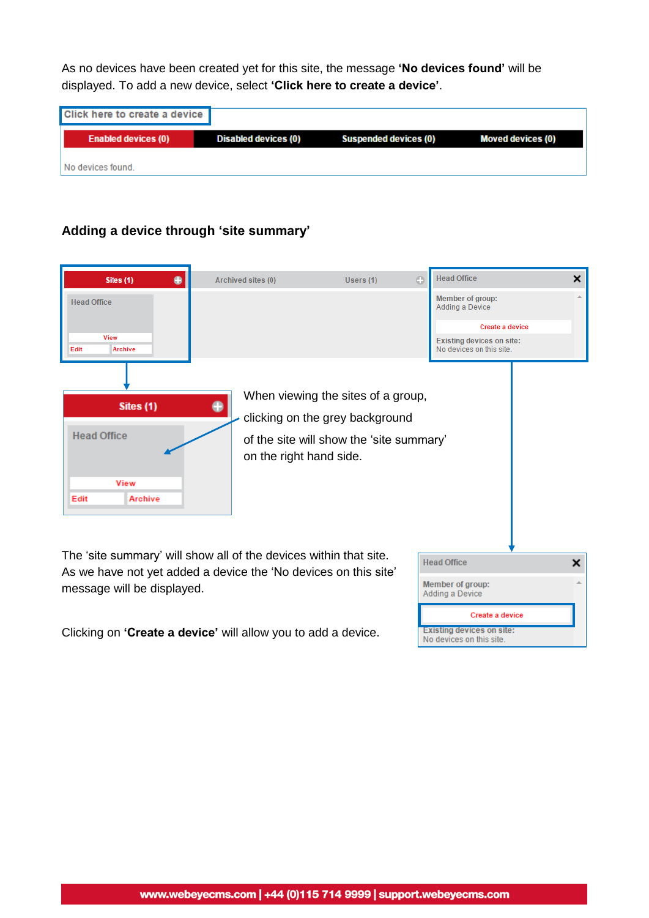As no devices have been created yet for this site, the message **'No devices found'** will be displayed. To add a new device, select **'Click here to create a device'**.

## Adding a device through 'site summary'

When viewing the sites of a group, clicking on the grey background of the site will show the 'site summary' on the right hand side.

The 'site summary' will show all of the devices within that site. As we have not yet added a device the 'No devices on this site' message will be displayed.

Clicking on **'Create a device'** will allow you to add a device.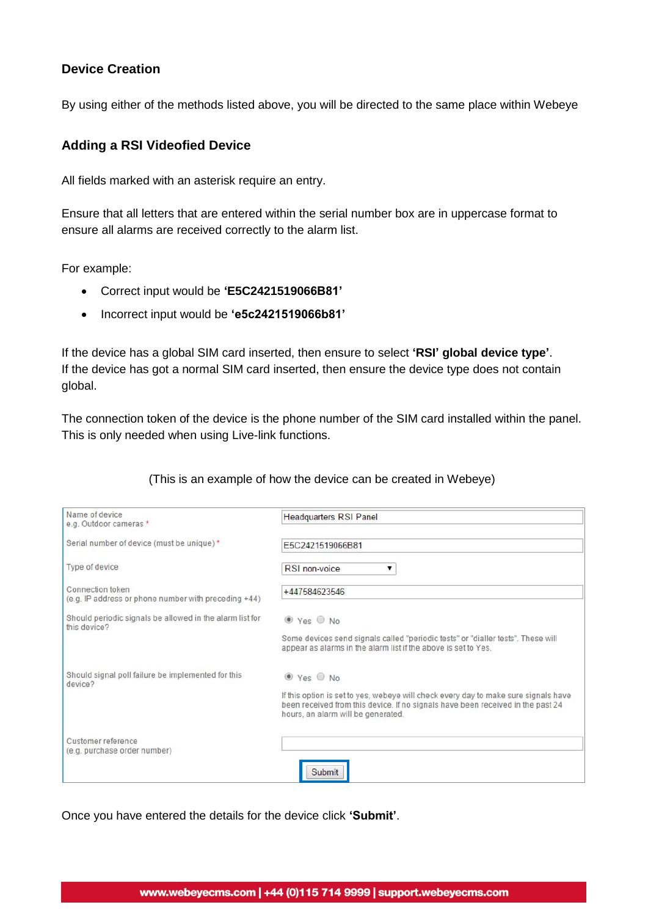## Device Creation

By using either of the methods listed above, you will be directed to the same place within Webeye

### Adding a RSI Videofied Device

All fields marked with an asterisk require an entry.

Ensure that all letters that are entered within the serial number box are in uppercase format to ensure all alarms are received correctly to the alarm list.

For example:

- Correct input would be **'E5C2421519066B81'**
- Incorrect input would be **'e5c2421519066b81'**

If the device has a global SIM card inserted, then ensure to select **'RSI' global device type'**.
If the device has got a normal SIM card inserted, then ensure the device type does not contain global.

The connection token of the device is the phone number of the SIM card installed within the panel. This is only needed when using Live-link functions.

(This is an example of how the device can be created in Webeye)

| Field | Value |
|---|---|
| Name of device e.g. Outdoor cameras * | Headquarters RSI Panel |
| Serial number of device (must be unique) * | E5C2421519066B81 |
| Type of device | RSI non-voice |
| Connection token (e.g. IP address or phone number with preceding +44) | +447584623546 |
| Should periodic signals be allowed in the alarm list for this device? | (●) Yes ( ) No<br>Some devices send signals called "periodic tests" or "dialler tests". These will appear as alarms in the alarm list if the above is set to Yes. |
| Should signal poll failure be implemented for this device? | (●) Yes ( ) No<br>If this option is set to yes, webeye will check every day to make sure signals have been received from this device. If no signals have been received in the past 24 hours, an alarm will be generated. |
| Customer reference (e.g. purchase order number) | |
| | Submit |

Once you have entered the details for the device click **'Submit'**.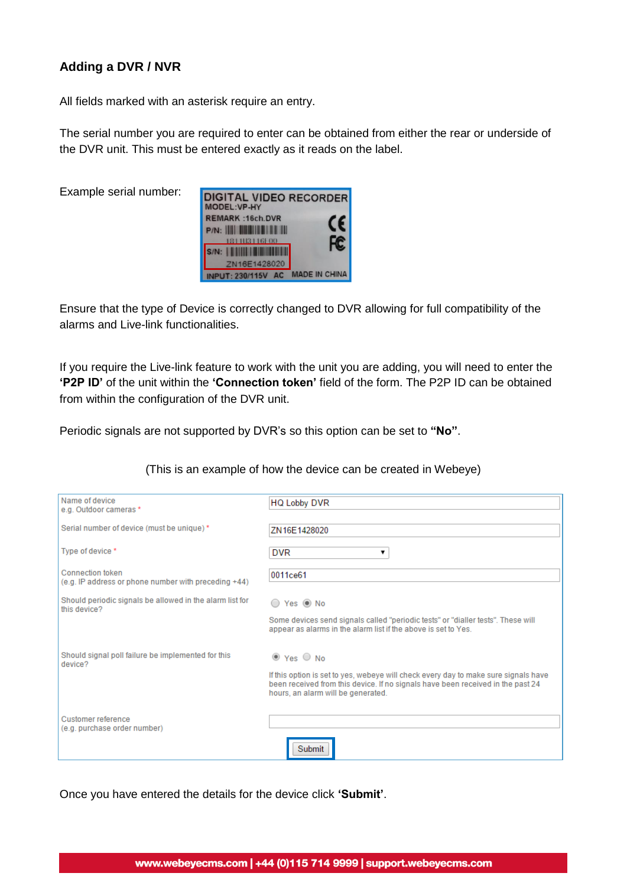### Adding a DVR / NVR

All fields marked with an asterisk require an entry.

The serial number you are required to enter can be obtained from either the rear or underside of the DVR unit. This must be entered exactly as it reads on the label.

Example serial number:

DIGITAL VIDEO RECORDER
MODEL:VP-HY
REMARK :16ch.DVR
P/N:
S/N:
ZN16E1428020
INPUT: 230/115V AC MADE IN CHINA

Ensure that the type of Device is correctly changed to DVR allowing for full compatibility of the alarms and Live-link functionalities.

If you require the Live-link feature to work with the unit you are adding, you will need to enter the **'P2P ID'** of the unit within the **'Connection token'** field of the form. The P2P ID can be obtained from within the configuration of the DVR unit.

Periodic signals are not supported by DVR's so this option can be set to **"No"**.

(This is an example of how the device can be created in Webeye)

| Field | Value |
| --- | --- |
| Name of device e.g. Outdoor cameras * | HQ Lobby DVR |
| Serial number of device (must be unique) * | ZN16E1428020 |
| Type of device * | DVR |
| Connection token (e.g. IP address or phone number with preceding +44) | 0011ce61 |
| Should periodic signals be allowed in the alarm list for this device? | ○ Yes ◉ No<br>Some devices send signals called "periodic tests" or "dialler tests". These will appear as alarms in the alarm list if the above is set to Yes. |
| Should signal poll failure be implemented for this device? | ◉ Yes ○ No<br>If this option is set to yes, webeye will check every day to make sure signals have been received from this device. If no signals have been received in the past 24 hours, an alarm will be generated. |
| Customer reference (e.g. purchase order number) | |
| | Submit |

Once you have entered the details for the device click **'Submit'**.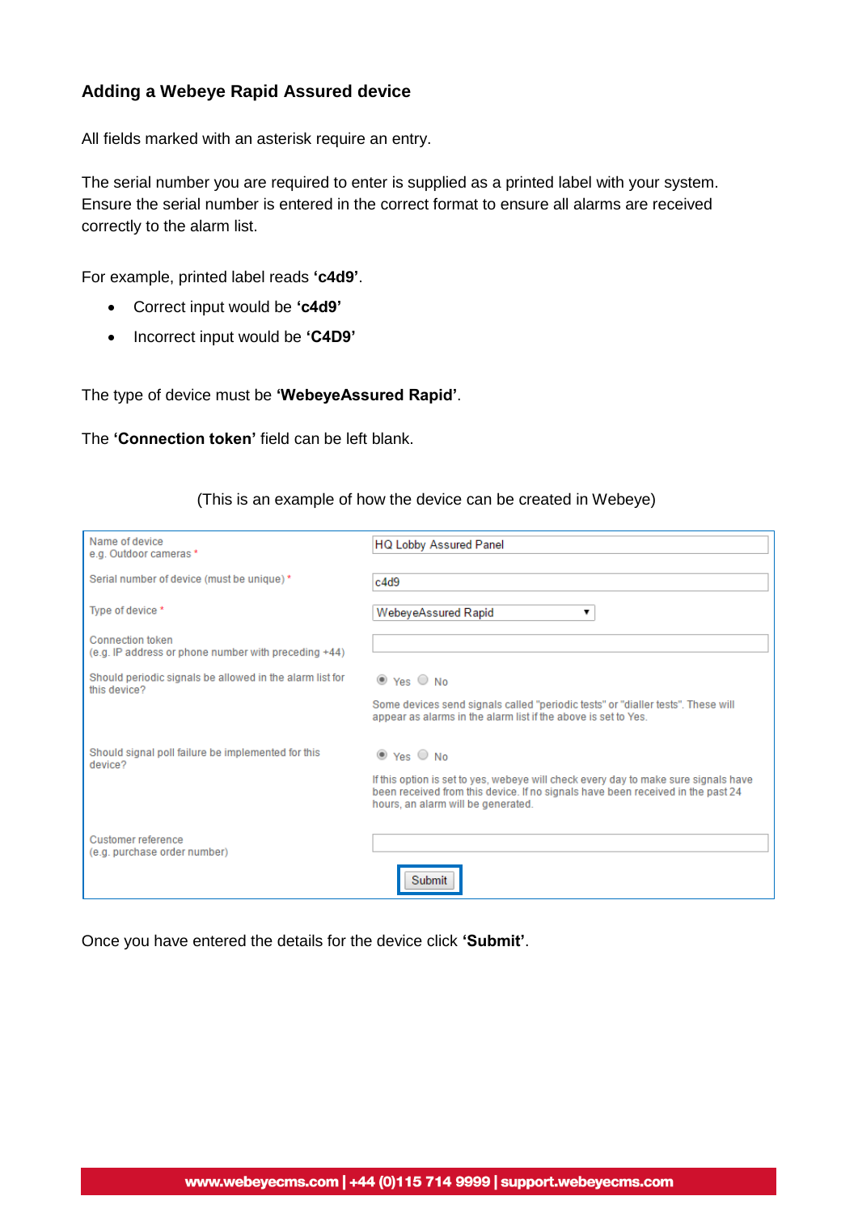### Adding a Webeye Rapid Assured device

All fields marked with an asterisk require an entry.

The serial number you are required to enter is supplied as a printed label with your system. Ensure the serial number is entered in the correct format to ensure all alarms are received correctly to the alarm list.

For example, printed label reads **'c4d9'**.

- Correct input would be **'c4d9'**
- Incorrect input would be **'C4D9'**

The type of device must be **'WebeyeAssured Rapid'**.

The **'Connection token'** field can be left blank.

(This is an example of how the device can be created in Webeye)

| Field | Entry |
| --- | --- |
| Name of device<br>e.g. Outdoor cameras * | HQ Lobby Assured Panel |
| Serial number of device (must be unique) * | c4d9 |
| Type of device * | WebeyeAssured Rapid |
| Connection token<br>(e.g. IP address or phone number with preceding +44) | |
| Should periodic signals be allowed in the alarm list for this device? | (•) Yes ( ) No<br>Some devices send signals called "periodic tests" or "dialler tests". These will appear as alarms in the alarm list if the above is set to Yes. |
| Should signal poll failure be implemented for this device? | (•) Yes ( ) No<br>If this option is set to yes, webeye will check every day to make sure signals have been received from this device. If no signals have been received in the past 24 hours, an alarm will be generated. |
| Customer reference<br>(e.g. purchase order number) | |
| | Submit |

Once you have entered the details for the device click **'Submit'**.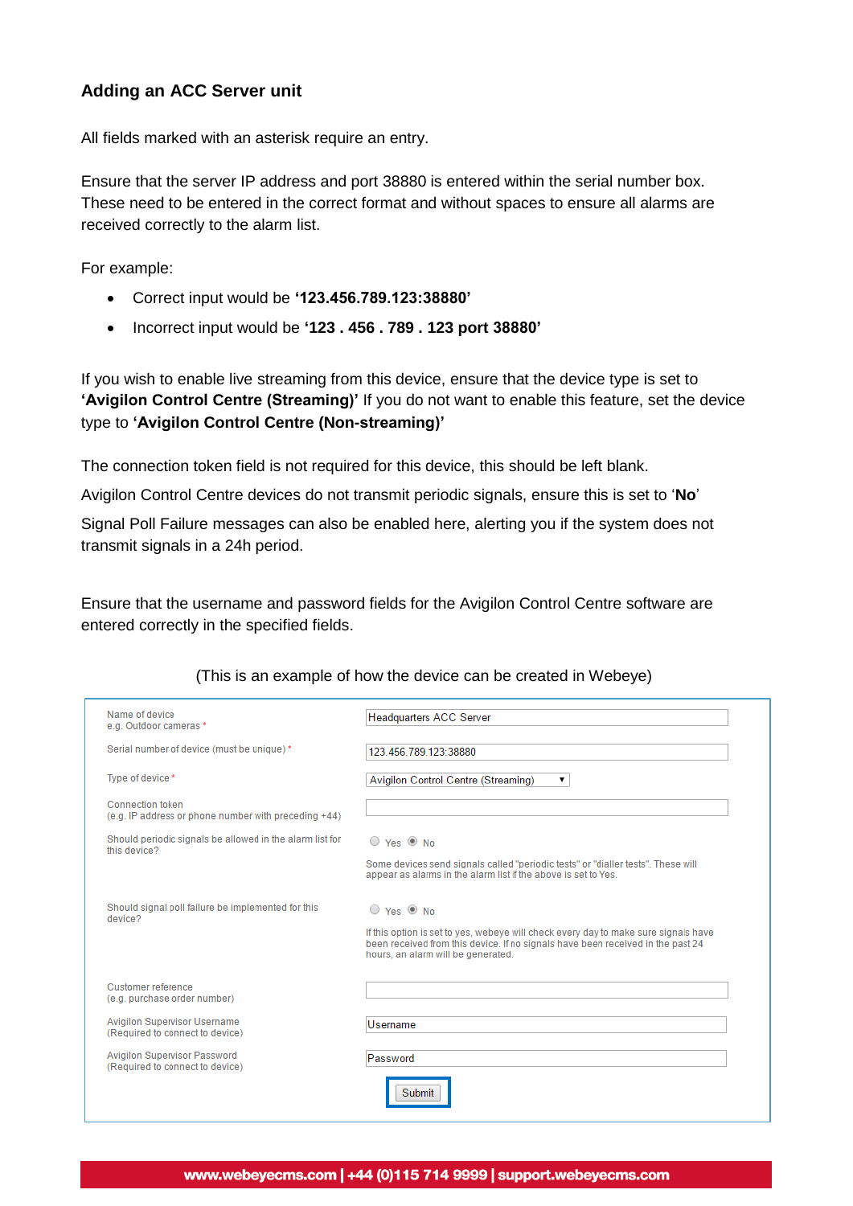### Adding an ACC Server unit

All fields marked with an asterisk require an entry.

Ensure that the server IP address and port 38880 is entered within the serial number box. These need to be entered in the correct format and without spaces to ensure all alarms are received correctly to the alarm list.

For example:

- Correct input would be **'123.456.789.123:38880'**
- Incorrect input would be **'123 . 456 . 789 . 123 port 38880'**

If you wish to enable live streaming from this device, ensure that the device type is set to **'Avigilon Control Centre (Streaming)'** If you do not want to enable this feature, set the device type to **'Avigilon Control Centre (Non-streaming)'**

The connection token field is not required for this device, this should be left blank.

Avigilon Control Centre devices do not transmit periodic signals, ensure this is set to '**No**'

Signal Poll Failure messages can also be enabled here, alerting you if the system does not transmit signals in a 24h period.

Ensure that the username and password fields for the Avigilon Control Centre software are entered correctly in the specified fields.

(This is an example of how the device can be created in Webeye)

| Field | Entry |
|---|---|
| Name of device<br>e.g. Outdoor cameras * | Headquarters ACC Server |
| Serial number of device (must be unique) * | 123.456.789.123:38880 |
| Type of device * | Avigilon Control Centre (Streaming) |
| Connection token<br>(e.g. IP address or phone number with preceding +44) | |
| Should periodic signals be allowed in the alarm list for this device? | ○ Yes ◉ No<br>Some devices send signals called "periodic tests" or "dialler tests". These will appear as alarms in the alarm list if the above is set to Yes. |
| Should signal poll failure be implemented for this device? | ○ Yes ◉ No<br>If this option is set to yes, webeye will check every day to make sure signals have been received from this device. If no signals have been received in the past 24 hours, an alarm will be generated. |
| Customer reference<br>(e.g. purchase order number) | |
| Avigilon Supervisor Username<br>(Required to connect to device) | Username |
| Avigilon Supervisor Password<br>(Required to connect to device) | Password |
| | Submit |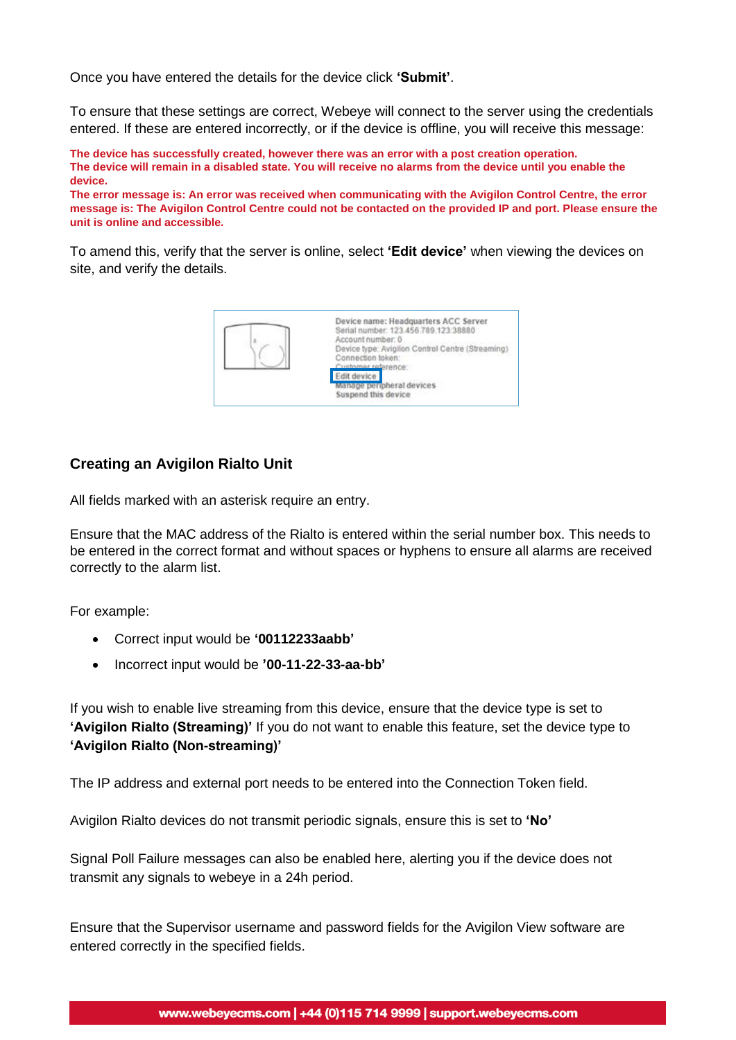Once you have entered the details for the device click **'Submit'**.

To ensure that these settings are correct, Webeye will connect to the server using the credentials entered. If these are entered incorrectly, or if the device is offline, you will receive this message:

**The device has successfully created, however there was an error with a post creation operation.**
**The device will remain in a disabled state. You will receive no alarms from the device until you enable the device.**
**The error message is: An error was received when communicating with the Avigilon Control Centre, the error message is: The Avigilon Control Centre could not be contacted on the provided IP and port. Please ensure the unit is online and accessible.**

To amend this, verify that the server is online, select **'Edit device'** when viewing the devices on site, and verify the details.

## Creating an Avigilon Rialto Unit

All fields marked with an asterisk require an entry.

Ensure that the MAC address of the Rialto is entered within the serial number box. This needs to be entered in the correct format and without spaces or hyphens to ensure all alarms are received correctly to the alarm list.

For example:

- Correct input would be **'00112233aabb'**
- Incorrect input would be **'00-11-22-33-aa-bb'**

If you wish to enable live streaming from this device, ensure that the device type is set to **'Avigilon Rialto (Streaming)'** If you do not want to enable this feature, set the device type to **'Avigilon Rialto (Non-streaming)'**

The IP address and external port needs to be entered into the Connection Token field.

Avigilon Rialto devices do not transmit periodic signals, ensure this is set to **'No'**

Signal Poll Failure messages can also be enabled here, alerting you if the device does not transmit any signals to webeye in a 24h period.

Ensure that the Supervisor username and password fields for the Avigilon View software are entered correctly in the specified fields.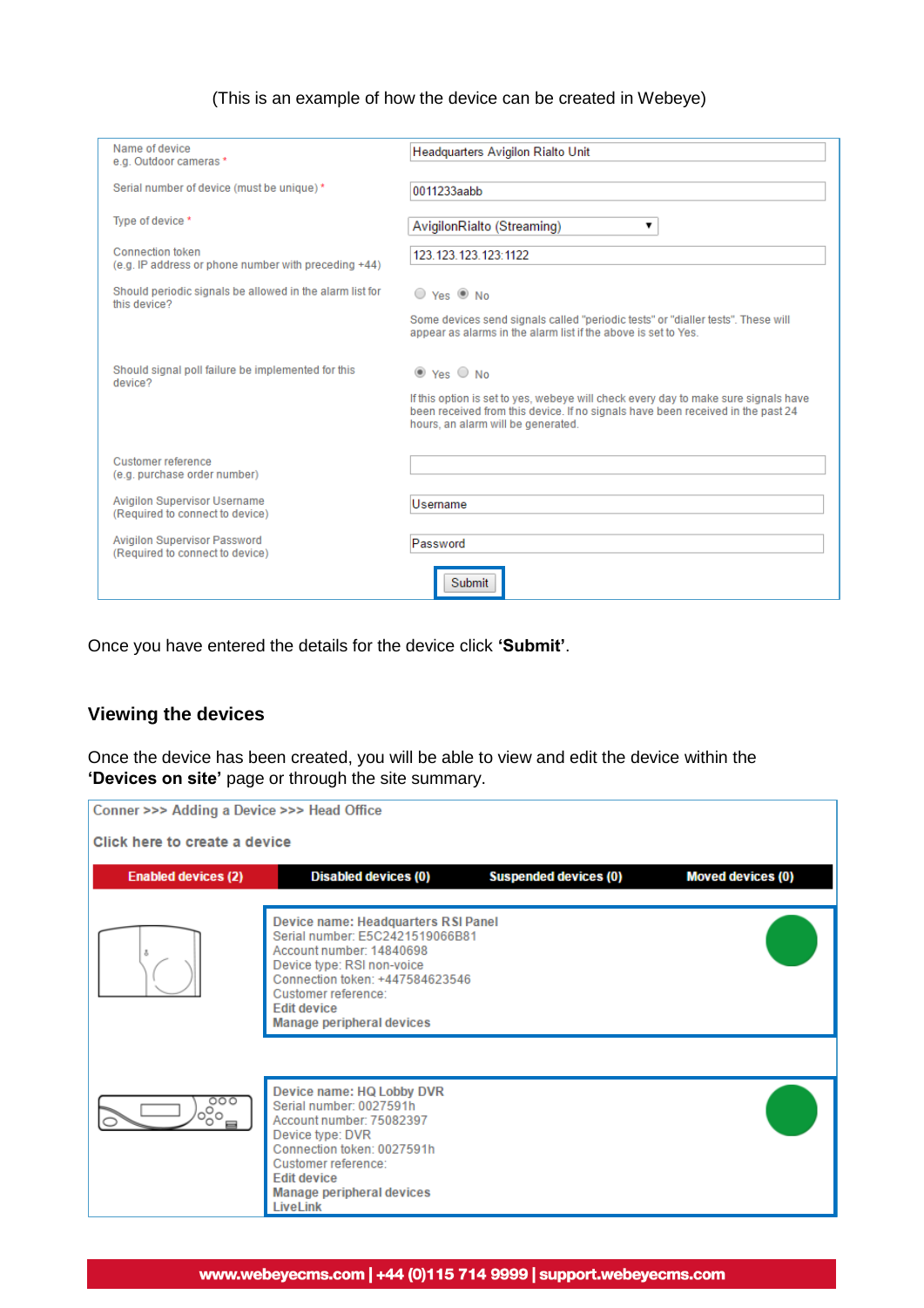(This is an example of how the device can be created in Webeye)

| | |
|---|---|
| Name of device<br>e.g. Outdoor cameras * | Headquarters Avigilon Rialto Unit |
| Serial number of device (must be unique) * | 0011233aabb |
| Type of device * | AvigilonRialto (Streaming) |
| Connection token<br>(e.g. IP address or phone number with preceding +44) | 123.123.123.123:1122 |
| Should periodic signals be allowed in the alarm list for this device? | Yes / No (No selected)<br>Some devices send signals called "periodic tests" or "dialler tests". These will appear as alarms in the alarm list if the above is set to Yes. |
| Should signal poll failure be implemented for this device? | Yes / No (Yes selected)<br>If this option is set to yes, webeye will check every day to make sure signals have been received from this device. If no signals have been received in the past 24 hours, an alarm will be generated. |
| Customer reference<br>(e.g. purchase order number) | |
| Avigilon Supervisor Username<br>(Required to connect to device) | Username |
| Avigilon Supervisor Password<br>(Required to connect to device) | Password |
| | Submit |

Once you have entered the details for the device click **'Submit'**.

## Viewing the devices

Once the device has been created, you will be able to view and edit the device within the **'Devices on site'** page or through the site summary.

Conner >>> Adding a Device >>> Head Office

Click here to create a device

| Enabled devices (2) | Disabled devices (0) | Suspended devices (0) | Moved devices (0) |
|---|---|---|---|

Device name: Headquarters RSI Panel
Serial number: E5C2421519066B81
Account number: 14840698
Device type: RSI non-voice
Connection token: +447584623546
Customer reference:
Edit device
Manage peripheral devices

Device name: HQ Lobby DVR
Serial number: 0027591h
Account number: 75082397
Device type: DVR
Connection token: 0027591h
Customer reference:
Edit device
Manage peripheral devices
LiveLink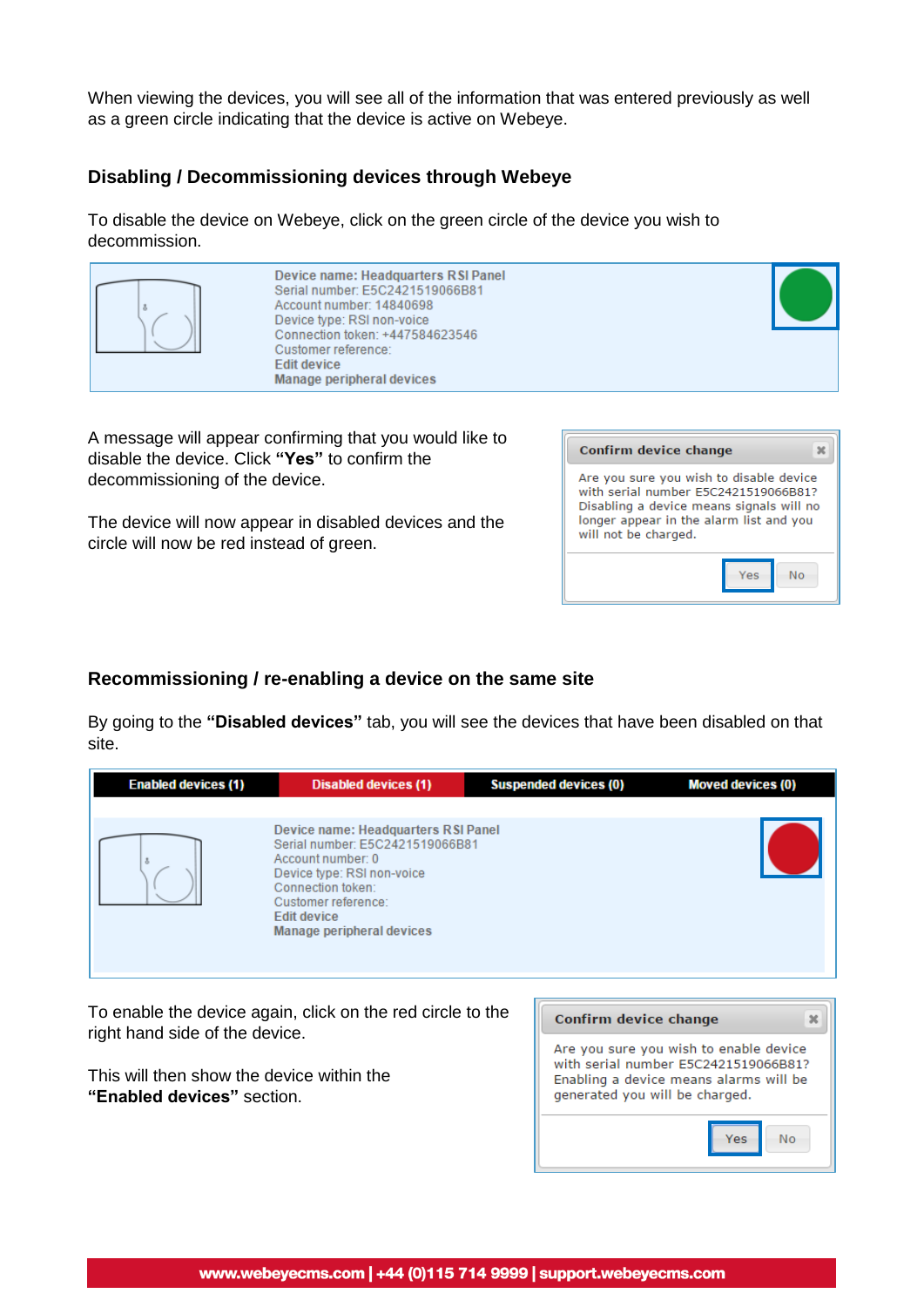When viewing the devices, you will see all of the information that was entered previously as well as a green circle indicating that the device is active on Webeye.

## Disabling / Decommissioning devices through Webeye

To disable the device on Webeye, click on the green circle of the device you wish to decommission.

Device name: Headquarters RSI Panel
Serial number: E5C2421519066B81
Account number: 14840698
Device type: RSI non-voice
Connection token: +447584623546
Customer reference:
Edit device
Manage peripheral devices

A message will appear confirming that you would like to disable the device. Click **"Yes"** to confirm the decommissioning of the device.

The device will now appear in disabled devices and the circle will now be red instead of green.

**Confirm device change**

Are you sure you wish to disable device with serial number E5C2421519066B81? Disabling a device means signals will no longer appear in the alarm list and you will not be charged.

Yes No

## Recommissioning / re-enabling a device on the same site

By going to the **"Disabled devices"** tab, you will see the devices that have been disabled on that site.

| Enabled devices (1) | Disabled devices (1) | Suspended devices (0) | Moved devices (0) |
|---|---|---|---|

Device name: Headquarters RSI Panel
Serial number: E5C2421519066B81
Account number: 0
Device type: RSI non-voice
Connection token:
Customer reference:
Edit device
Manage peripheral devices

To enable the device again, click on the red circle to the right hand side of the device.

This will then show the device within the **"Enabled devices"** section.

**Confirm device change**

Are you sure you wish to enable device with serial number E5C2421519066B81? Enabling a device means alarms will be generated you will be charged.

Yes No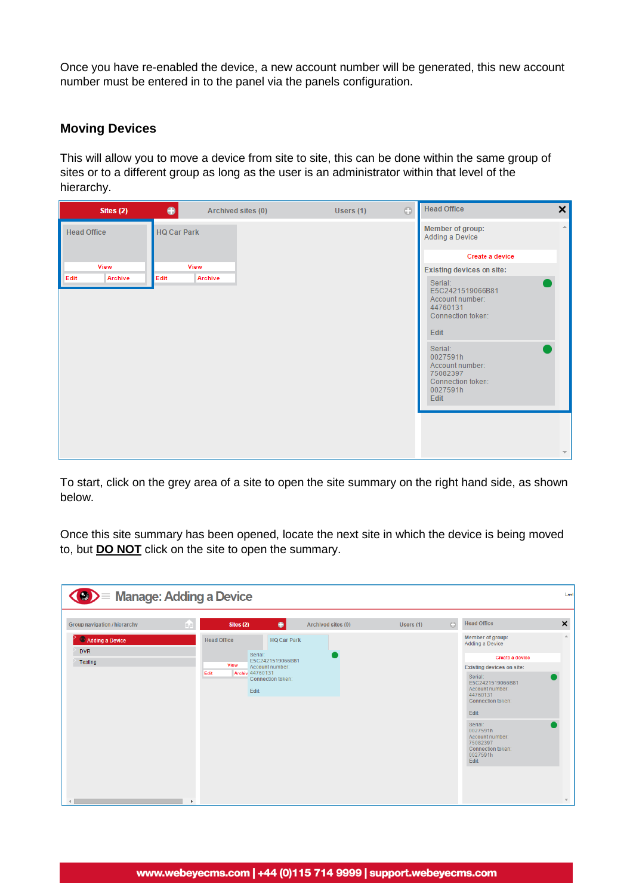Once you have re-enabled the device, a new account number will be generated, this new account number must be entered in to the panel via the panels configuration.

## Moving Devices

This will allow you to move a device from site to site, this can be done within the same group of sites or to a different group as long as the user is an administrator within that level of the hierarchy.

To start, click on the grey area of a site to open the site summary on the right hand side, as shown below.

Once this site summary has been opened, locate the next site in which the device is being moved to, but **DO NOT** click on the site to open the summary.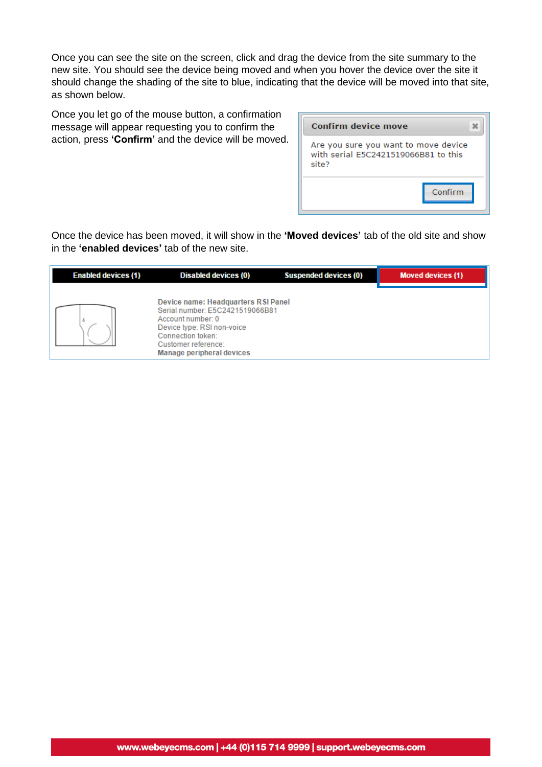Once you can see the site on the screen, click and drag the device from the site summary to the new site. You should see the device being moved and when you hover the device over the site it should change the shading of the site to blue, indicating that the device will be moved into that site, as shown below.

Once you let go of the mouse button, a confirmation message will appear requesting you to confirm the action, press **'Confirm'** and the device will be moved.

**Confirm device move**

Are you sure you want to move device with serial E5C2421519066B81 to this site?

Confirm

Once the device has been moved, it will show in the **'Moved devices'** tab of the old site and show in the **'enabled devices'** tab of the new site.

Enabled devices (1) | Disabled devices (0) | Suspended devices (0) | Moved devices (1)

Device name: Headquarters RSI Panel
Serial number: E5C2421519066B81
Account number: 0
Device type: RSI non-voice
Connection token:
Customer reference:
Manage peripheral devices